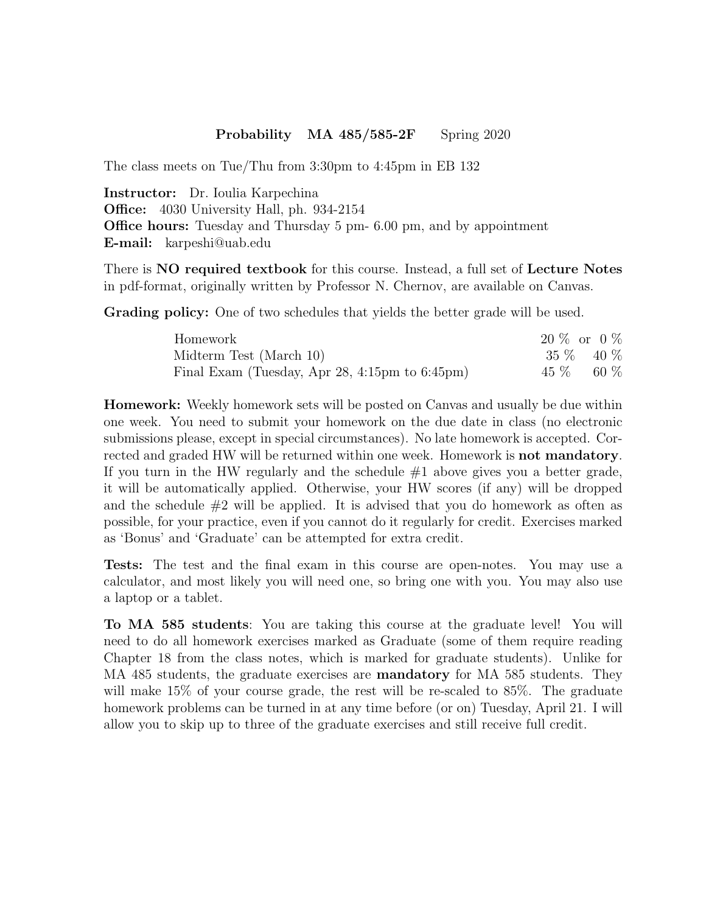**Probability MA 485/585-2F** Spring 2020

The class meets on Tue/Thu from 3:30pm to 4:45pm in EB 132

**Instructor:** Dr. Ioulia Karpechina
**Office:** 4030 University Hall, ph. 934-2154
**Office hours:** Tuesday and Thursday 5 pm- 6.00 pm, and by appointment
**E-mail:** karpeshi@uab.edu

There is **NO required textbook** for this course. Instead, a full set of **Lecture Notes** in pdf-format, originally written by Professor N. Chernov, are available on Canvas.

**Grading policy:** One of two schedules that yields the better grade will be used.

| | | |
|---|---|---|
| Homework | 20 % or | 0 % |
| Midterm Test (March 10) | 35 % | 40 % |
| Final Exam (Tuesday, Apr 28, 4:15pm to 6:45pm) | 45 % | 60 % |

**Homework:** Weekly homework sets will be posted on Canvas and usually be due within one week. You need to submit your homework on the due date in class (no electronic submissions please, except in special circumstances). No late homework is accepted. Corrected and graded HW will be returned within one week. Homework is **not mandatory**. If you turn in the HW regularly and the schedule #1 above gives you a better grade, it will be automatically applied. Otherwise, your HW scores (if any) will be dropped and the schedule #2 will be applied. It is advised that you do homework as often as possible, for your practice, even if you cannot do it regularly for credit. Exercises marked as 'Bonus' and 'Graduate' can be attempted for extra credit.

**Tests:** The test and the final exam in this course are open-notes. You may use a calculator, and most likely you will need one, so bring one with you. You may also use a laptop or a tablet.

**To MA 585 students**: You are taking this course at the graduate level! You will need to do all homework exercises marked as Graduate (some of them require reading Chapter 18 from the class notes, which is marked for graduate students). Unlike for MA 485 students, the graduate exercises are **mandatory** for MA 585 students. They will make 15% of your course grade, the rest will be re-scaled to 85%. The graduate homework problems can be turned in at any time before (or on) Tuesday, April 21. I will allow you to skip up to three of the graduate exercises and still receive full credit.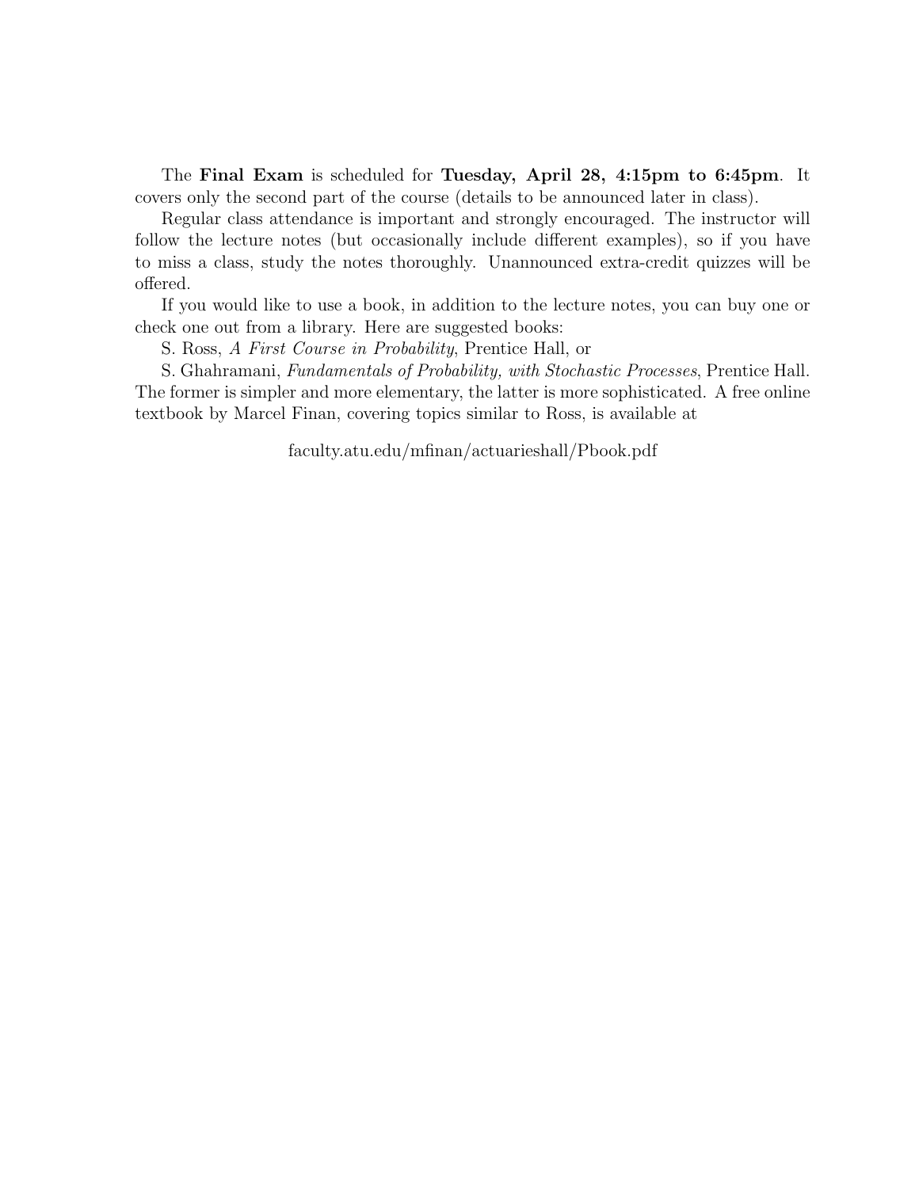The **Final Exam** is scheduled for **Tuesday, April 28, 4:15pm to 6:45pm**. It covers only the second part of the course (details to be announced later in class).

Regular class attendance is important and strongly encouraged. The instructor will follow the lecture notes (but occasionally include different examples), so if you have to miss a class, study the notes thoroughly. Unannounced extra-credit quizzes will be offered.

If you would like to use a book, in addition to the lecture notes, you can buy one or check one out from a library. Here are suggested books:

S. Ross, *A First Course in Probability*, Prentice Hall, or

S. Ghahramani, *Fundamentals of Probability, with Stochastic Processes*, Prentice Hall. The former is simpler and more elementary, the latter is more sophisticated. A free online textbook by Marcel Finan, covering topics similar to Ross, is available at

faculty.atu.edu/mfinan/actuarieshall/Pbook.pdf